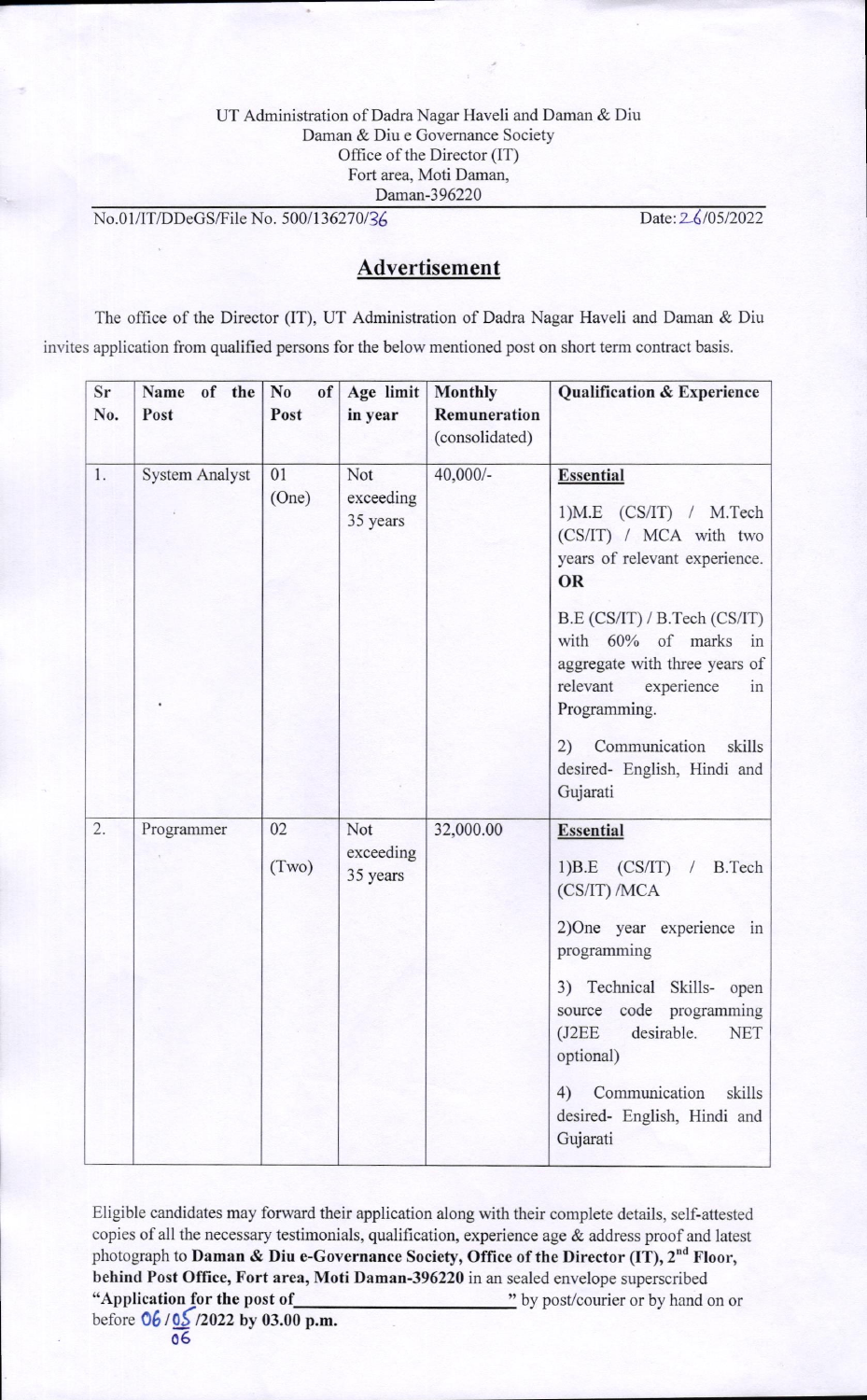UT Administration of Dadra Nagar Haveli and Daman & Diu
Daman & Diu e Governance Society
Office of the Director (IT)
Fort area, Moti Daman,
Daman-396220

No.01/IT/DDeGS/File No. 500/136270/36 Date: 26/05/2022

## Advertisement

The office of the Director (IT), UT Administration of Dadra Nagar Haveli and Daman & Diu invites application from qualified persons for the below mentioned post on short term contract basis.

| Sr No. | Name of the Post | No of Post | Age limit in year | Monthly Remuneration (consolidated) | Qualification & Experience |
|---|---|---|---|---|---|
| 1. | System Analyst | 01 (One) | Not exceeding 35 years | 40,000/- | **Essential**<br>1)M.E (CS/IT) / M.Tech (CS/IT) / MCA with two years of relevant experience.<br>**OR**<br>B.E (CS/IT) / B.Tech (CS/IT) with 60% of marks in aggregate with three years of relevant experience in Programming.<br>2) Communication skills desired- English, Hindi and Gujarati |
| 2. | Programmer | 02 (Two) | Not exceeding 35 years | 32,000.00 | **Essential**<br>1)B.E (CS/IT) / B.Tech (CS/IT) /MCA<br>2)One year experience in programming<br>3) Technical Skills- open source code programming (J2EE desirable. NET optional)<br>4) Communication skills desired- English, Hindi and Gujarati |

Eligible candidates may forward their application along with their complete details, self-attested copies of all the necessary testimonials, qualification, experience age & address proof and latest photograph to **Daman & Diu e-Governance Society, Office of the Director (IT), 2nd Floor, behind Post Office, Fort area, Moti Daman-396220** in an sealed envelope superscribed **"Application for the post of\_\_\_\_\_\_\_\_\_\_\_\_\_\_\_\_\_\_\_\_\_\_"** by post/courier or by hand on or before **06/06/2022 by 03.00 p.m.**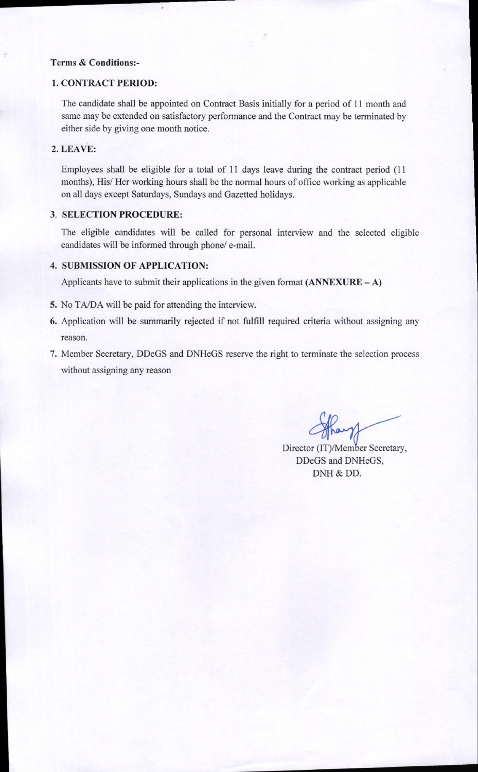**Terms & Conditions:-**

**1. CONTRACT PERIOD:**

The candidate shall be appointed on Contract Basis initially for a period of 11 month and same may be extended on satisfactory performance and the Contract may be terminated by either side by giving one month notice.

**2. LEAVE:**

Employees shall be eligible for a total of 11 days leave during the contract period (11 months), His/ Her working hours shall be the normal hours of office working as applicable on all days except Saturdays, Sundays and Gazetted holidays.

**3. SELECTION PROCEDURE:**

The eligible candidates will be called for personal interview and the selected eligible candidates will be informed through phone/ e-mail.

**4. SUBMISSION OF APPLICATION:**

Applicants have to submit their applications in the given format **(ANNEXURE – A)**

**5.** No TA/DA will be paid for attending the interview.

**6.** Application will be summarily rejected if not fulfill required criteria without assigning any reason.

**7.** Member Secretary, DDeGS and DNHeGS reserve the right to terminate the selection process without assigning any reason

Director (IT)/Member Secretary,
DDeGS and DNHeGS,
DNH & DD.